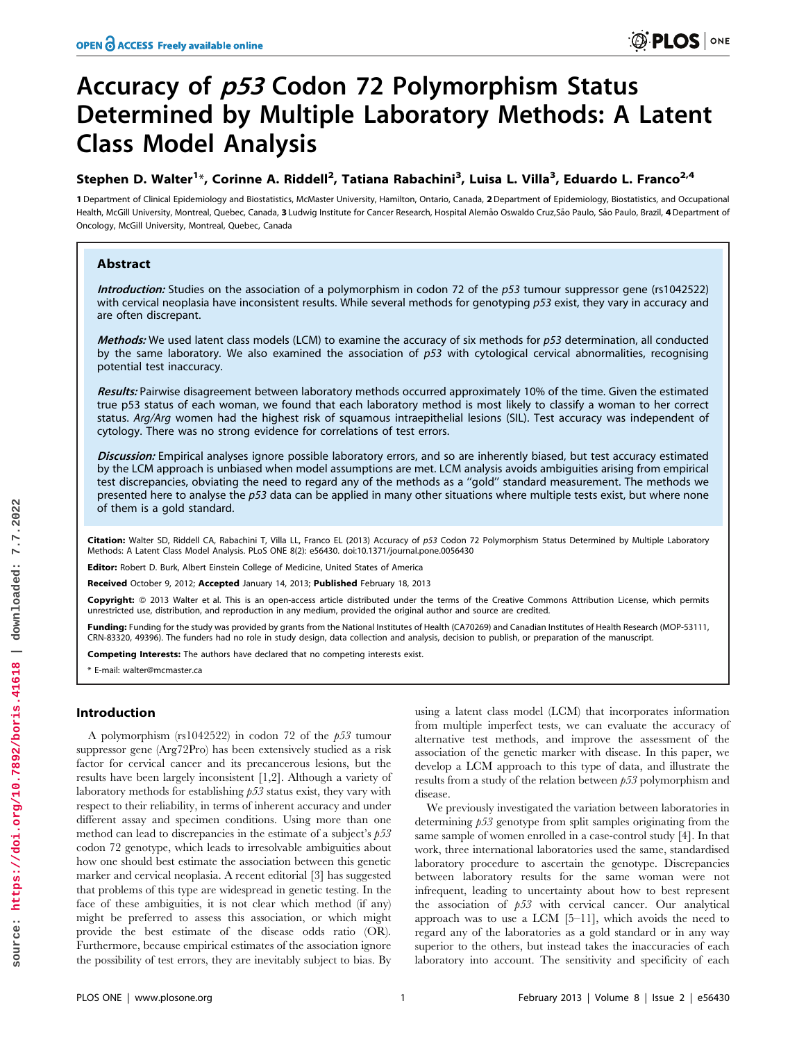# Accuracy of *p53* Codon 72 Polymorphism Status Determined by Multiple Laboratory Methods: A Latent Class Model Analysis

**Stephen D. Walter[1]*, Corinne A. Riddell[2], Tatiana Rabachini[3], Luisa L. Villa[3], Eduardo L. Franco[2,4]**

**1** Department of Clinical Epidemiology and Biostatistics, McMaster University, Hamilton, Ontario, Canada, **2** Department of Epidemiology, Biostatistics, and Occupational Health, McGill University, Montreal, Quebec, Canada, **3** Ludwig Institute for Cancer Research, Hospital Alemão Oswaldo Cruz,São Paulo, São Paulo, Brazil, **4** Department of Oncology, McGill University, Montreal, Quebec, Canada

## Abstract

***Introduction:*** Studies on the association of a polymorphism in codon 72 of the *p53* tumour suppressor gene (rs1042522) with cervical neoplasia have inconsistent results. While several methods for genotyping *p53* exist, they vary in accuracy and are often discrepant.

***Methods:*** We used latent class models (LCM) to examine the accuracy of six methods for *p53* determination, all conducted by the same laboratory. We also examined the association of *p53* with cytological cervical abnormalities, recognising potential test inaccuracy.

***Results:*** Pairwise disagreement between laboratory methods occurred approximately 10% of the time. Given the estimated true p53 status of each woman, we found that each laboratory method is most likely to classify a woman to her correct status. *Arg/Arg* women had the highest risk of squamous intraepithelial lesions (SIL). Test accuracy was independent of cytology. There was no strong evidence for correlations of test errors.

***Discussion:*** Empirical analyses ignore possible laboratory errors, and so are inherently biased, but test accuracy estimated by the LCM approach is unbiased when model assumptions are met. LCM analysis avoids ambiguities arising from empirical test discrepancies, obviating the need to regard any of the methods as a "gold" standard measurement. The methods we presented here to analyse the *p53* data can be applied in many other situations where multiple tests exist, but where none of them is a gold standard.

**Citation:** Walter SD, Riddell CA, Rabachini T, Villa LL, Franco EL (2013) Accuracy of *p53* Codon 72 Polymorphism Status Determined by Multiple Laboratory Methods: A Latent Class Model Analysis. PLoS ONE 8(2): e56430. doi:10.1371/journal.pone.0056430

**Editor:** Robert D. Burk, Albert Einstein College of Medicine, United States of America

**Received** October 9, 2012; **Accepted** January 14, 2013; **Published** February 18, 2013

**Copyright:** © 2013 Walter et al. This is an open-access article distributed under the terms of the Creative Commons Attribution License, which permits unrestricted use, distribution, and reproduction in any medium, provided the original author and source are credited.

**Funding:** Funding for the study was provided by grants from the National Institutes of Health (CA70269) and Canadian Institutes of Health Research (MOP-53111, CRN-83320, 49396). The funders had no role in study design, data collection and analysis, decision to publish, or preparation of the manuscript.

**Competing Interests:** The authors have declared that no competing interests exist.

\* E-mail: walter@mcmaster.ca

## Introduction

A polymorphism (rs1042522) in codon 72 of the *p53* tumour suppressor gene (Arg72Pro) has been extensively studied as a risk factor for cervical cancer and its precancerous lesions, but the results have been largely inconsistent [1,2]. Although a variety of laboratory methods for establishing *p53* status exist, they vary with respect to their reliability, in terms of inherent accuracy and under different assay and specimen conditions. Using more than one method can lead to discrepancies in the estimate of a subject's *p53* codon 72 genotype, which leads to irresolvable ambiguities about how one should best estimate the association between this genetic marker and cervical neoplasia. A recent editorial [3] has suggested that problems of this type are widespread in genetic testing. In the face of these ambiguities, it is not clear which method (if any) might be preferred to assess this association, or which might provide the best estimate of the disease odds ratio (OR). Furthermore, because empirical estimates of the association ignore the possibility of test errors, they are inevitably subject to bias. By using a latent class model (LCM) that incorporates information from multiple imperfect tests, we can evaluate the accuracy of alternative test methods, and improve the assessment of the association of the genetic marker with disease. In this paper, we develop a LCM approach to this type of data, and illustrate the results from a study of the relation between *p53* polymorphism and disease.

We previously investigated the variation between laboratories in determining *p53* genotype from split samples originating from the same sample of women enrolled in a case-control study [4]. In that work, three international laboratories used the same, standardised laboratory procedure to ascertain the genotype. Discrepancies between laboratory results for the same woman were not infrequent, leading to uncertainty about how to best represent the association of *p53* with cervical cancer. Our analytical approach was to use a LCM [5–11], which avoids the need to regard any of the laboratories as a gold standard or in any way superior to the others, but instead takes the inaccuracies of each laboratory into account. The sensitivity and specificity of each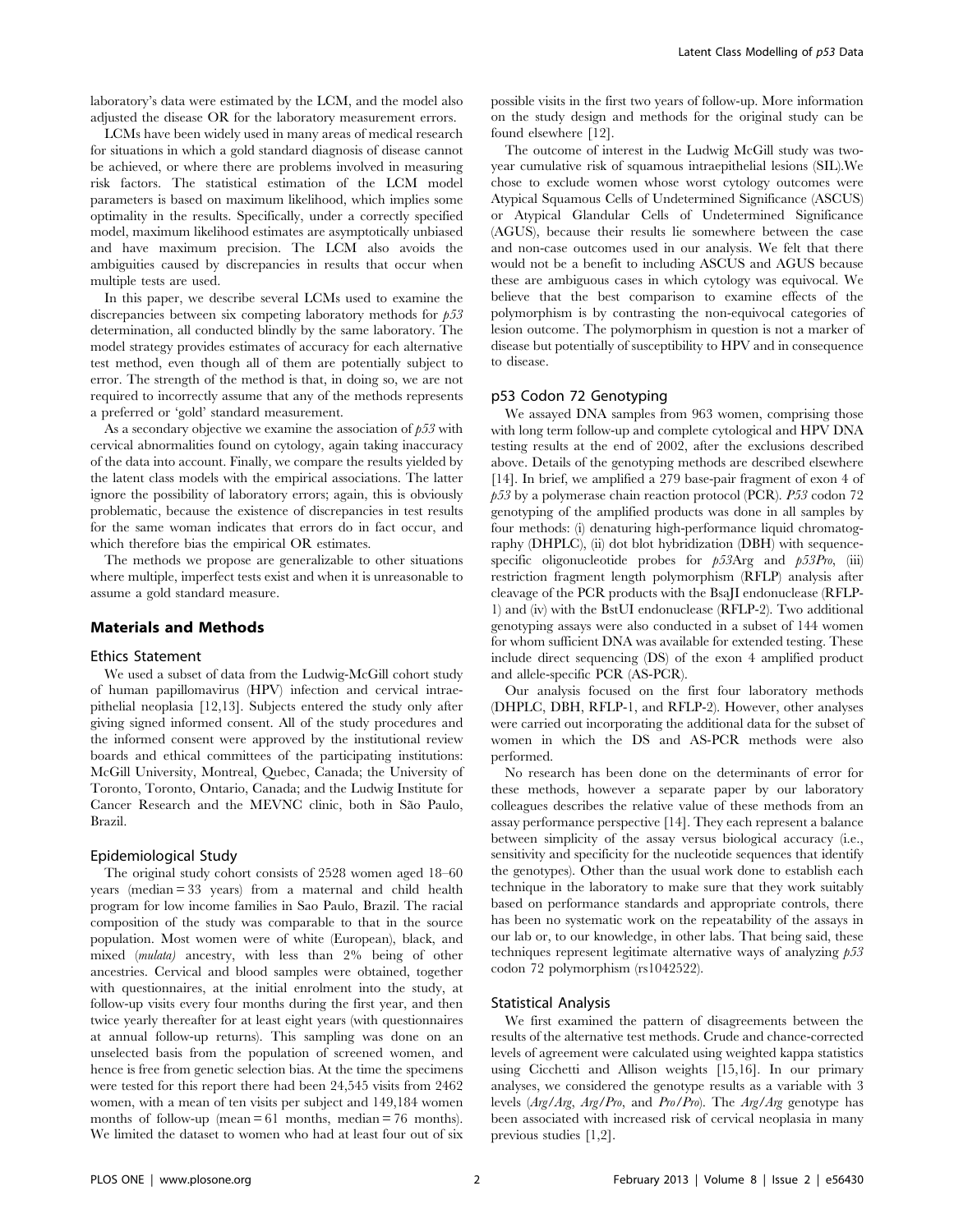laboratory's data were estimated by the LCM, and the model also adjusted the disease OR for the laboratory measurement errors.

LCMs have been widely used in many areas of medical research for situations in which a gold standard diagnosis of disease cannot be achieved, or where there are problems involved in measuring risk factors. The statistical estimation of the LCM model parameters is based on maximum likelihood, which implies some optimality in the results. Specifically, under a correctly specified model, maximum likelihood estimates are asymptotically unbiased and have maximum precision. The LCM also avoids the ambiguities caused by discrepancies in results that occur when multiple tests are used.

In this paper, we describe several LCMs used to examine the discrepancies between six competing laboratory methods for *p53* determination, all conducted blindly by the same laboratory. The model strategy provides estimates of accuracy for each alternative test method, even though all of them are potentially subject to error. The strength of the method is that, in doing so, we are not required to incorrectly assume that any of the methods represents a preferred or 'gold' standard measurement.

As a secondary objective we examine the association of *p53* with cervical abnormalities found on cytology, again taking inaccuracy of the data into account. Finally, we compare the results yielded by the latent class models with the empirical associations. The latter ignore the possibility of laboratory errors; again, this is obviously problematic, because the existence of discrepancies in test results for the same woman indicates that errors do in fact occur, and which therefore bias the empirical OR estimates.

The methods we propose are generalizable to other situations where multiple, imperfect tests exist and when it is unreasonable to assume a gold standard measure.

## Materials and Methods

### Ethics Statement

We used a subset of data from the Ludwig-McGill cohort study of human papillomavirus (HPV) infection and cervical intraepithelial neoplasia [12,13]. Subjects entered the study only after giving signed informed consent. All of the study procedures and the informed consent were approved by the institutional review boards and ethical committees of the participating institutions: McGill University, Montreal, Quebec, Canada; the University of Toronto, Toronto, Ontario, Canada; and the Ludwig Institute for Cancer Research and the MEVNC clinic, both in São Paulo, Brazil.

### Epidemiological Study

The original study cohort consists of 2528 women aged 18–60 years (median = 33 years) from a maternal and child health program for low income families in Sao Paulo, Brazil. The racial composition of the study was comparable to that in the source population. Most women were of white (European), black, and mixed (*mulata*) ancestry, with less than 2% being of other ancestries. Cervical and blood samples were obtained, together with questionnaires, at the initial enrolment into the study, at follow-up visits every four months during the first year, and then twice yearly thereafter for at least eight years (with questionnaires at annual follow-up returns). This sampling was done on an unselected basis from the population of screened women, and hence is free from genetic selection bias. At the time the specimens were tested for this report there had been 24,545 visits from 2462 women, with a mean of ten visits per subject and 149,184 women months of follow-up (mean = 61 months, median = 76 months). We limited the dataset to women who had at least four out of six possible visits in the first two years of follow-up. More information on the study design and methods for the original study can be found elsewhere [12].

The outcome of interest in the Ludwig McGill study was two-year cumulative risk of squamous intraepithelial lesions (SIL).We chose to exclude women whose worst cytology outcomes were Atypical Squamous Cells of Undetermined Significance (ASCUS) or Atypical Glandular Cells of Undetermined Significance (AGUS), because their results lie somewhere between the case and non-case outcomes used in our analysis. We felt that there would not be a benefit to including ASCUS and AGUS because these are ambiguous cases in which cytology was equivocal. We believe that the best comparison to examine effects of the polymorphism is by contrasting the non-equivocal categories of lesion outcome. The polymorphism in question is not a marker of disease but potentially of susceptibility to HPV and in consequence to disease.

### p53 Codon 72 Genotyping

We assayed DNA samples from 963 women, comprising those with long term follow-up and complete cytological and HPV DNA testing results at the end of 2002, after the exclusions described above. Details of the genotyping methods are described elsewhere [14]. In brief, we amplified a 279 base-pair fragment of exon 4 of *p53* by a polymerase chain reaction protocol (PCR). *P53* codon 72 genotyping of the amplified products was done in all samples by four methods: (i) denaturing high-performance liquid chromatography (DHPLC), (ii) dot blot hybridization (DBH) with sequence-specific oligonucleotide probes for *p53*Arg and *p53Pro*, (iii) restriction fragment length polymorphism (RFLP) analysis after cleavage of the PCR products with the BsaJI endonuclease (RFLP-1) and (iv) with the BstUI endonuclease (RFLP-2). Two additional genotyping assays were also conducted in a subset of 144 women for whom sufficient DNA was available for extended testing. These include direct sequencing (DS) of the exon 4 amplified product and allele-specific PCR (AS-PCR).

Our analysis focused on the first four laboratory methods (DHPLC, DBH, RFLP-1, and RFLP-2). However, other analyses were carried out incorporating the additional data for the subset of women in which the DS and AS-PCR methods were also performed.

No research has been done on the determinants of error for these methods, however a separate paper by our laboratory colleagues describes the relative value of these methods from an assay performance perspective [14]. They each represent a balance between simplicity of the assay versus biological accuracy (i.e., sensitivity and specificity for the nucleotide sequences that identify the genotypes). Other than the usual work done to establish each technique in the laboratory to make sure that they work suitably based on performance standards and appropriate controls, there has been no systematic work on the repeatability of the assays in our lab or, to our knowledge, in other labs. That being said, these techniques represent legitimate alternative ways of analyzing *p53* codon 72 polymorphism (rs1042522).

### Statistical Analysis

We first examined the pattern of disagreements between the results of the alternative test methods. Crude and chance-corrected levels of agreement were calculated using weighted kappa statistics using Cicchetti and Allison weights [15,16]. In our primary analyses, we considered the genotype results as a variable with 3 levels (*Arg/Arg*, *Arg/Pro*, and *Pro/Pro*). The *Arg/Arg* genotype has been associated with increased risk of cervical neoplasia in many previous studies [1,2].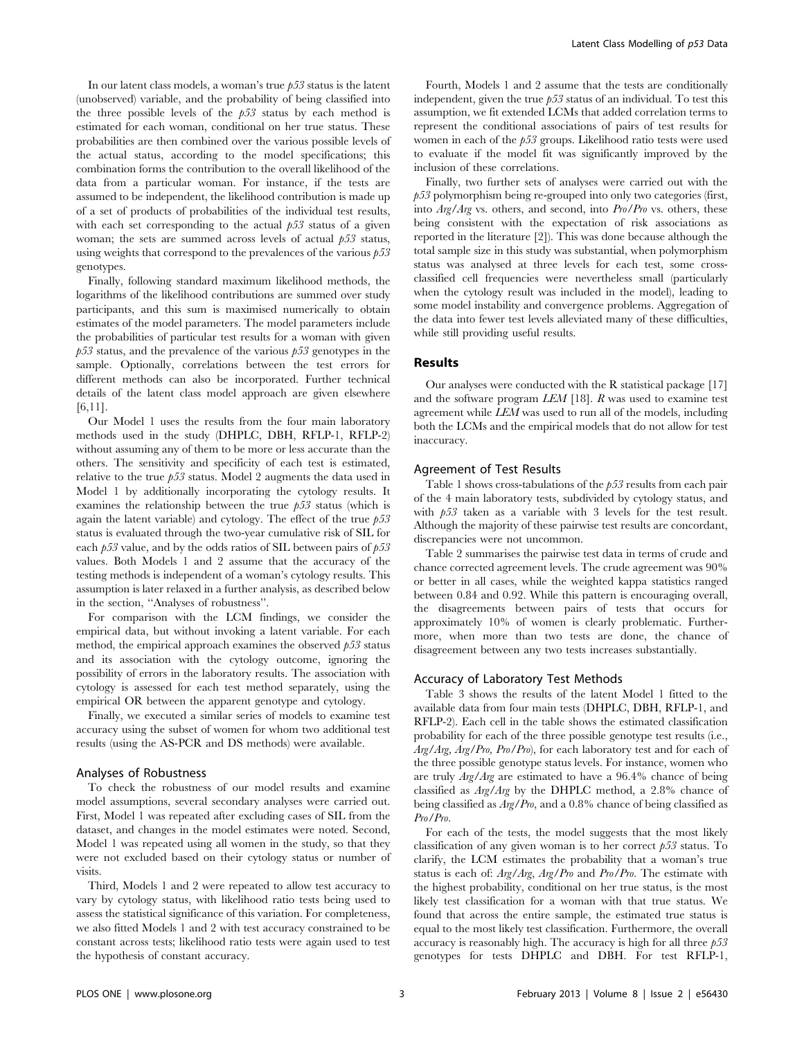In our latent class models, a woman's true *p53* status is the latent (unobserved) variable, and the probability of being classified into the three possible levels of the *p53* status by each method is estimated for each woman, conditional on her true status. These probabilities are then combined over the various possible levels of the actual status, according to the model specifications; this combination forms the contribution to the overall likelihood of the data from a particular woman. For instance, if the tests are assumed to be independent, the likelihood contribution is made up of a set of products of probabilities of the individual test results, with each set corresponding to the actual *p53* status of a given woman; the sets are summed across levels of actual *p53* status, using weights that correspond to the prevalences of the various *p53* genotypes.

Finally, following standard maximum likelihood methods, the logarithms of the likelihood contributions are summed over study participants, and this sum is maximised numerically to obtain estimates of the model parameters. The model parameters include the probabilities of particular test results for a woman with given *p53* status, and the prevalence of the various *p53* genotypes in the sample. Optionally, correlations between the test errors for different methods can also be incorporated. Further technical details of the latent class model approach are given elsewhere [6,11].

Our Model 1 uses the results from the four main laboratory methods used in the study (DHPLC, DBH, RFLP-1, RFLP-2) without assuming any of them to be more or less accurate than the others. The sensitivity and specificity of each test is estimated, relative to the true *p53* status. Model 2 augments the data used in Model 1 by additionally incorporating the cytology results. It examines the relationship between the true *p53* status (which is again the latent variable) and cytology. The effect of the true *p53* status is evaluated through the two-year cumulative risk of SIL for each *p53* value, and by the odds ratios of SIL between pairs of *p53* values. Both Models 1 and 2 assume that the accuracy of the testing methods is independent of a woman's cytology results. This assumption is later relaxed in a further analysis, as described below in the section, "Analyses of robustness".

For comparison with the LCM findings, we consider the empirical data, but without invoking a latent variable. For each method, the empirical approach examines the observed *p53* status and its association with the cytology outcome, ignoring the possibility of errors in the laboratory results. The association with cytology is assessed for each test method separately, using the empirical OR between the apparent genotype and cytology.

Finally, we executed a similar series of models to examine test accuracy using the subset of women for whom two additional test results (using the AS-PCR and DS methods) were available.

### Analyses of Robustness

To check the robustness of our model results and examine model assumptions, several secondary analyses were carried out. First, Model 1 was repeated after excluding cases of SIL from the dataset, and changes in the model estimates were noted. Second, Model 1 was repeated using all women in the study, so that they were not excluded based on their cytology status or number of visits.

Third, Models 1 and 2 were repeated to allow test accuracy to vary by cytology status, with likelihood ratio tests being used to assess the statistical significance of this variation. For completeness, we also fitted Models 1 and 2 with test accuracy constrained to be constant across tests; likelihood ratio tests were again used to test the hypothesis of constant accuracy.

Fourth, Models 1 and 2 assume that the tests are conditionally independent, given the true *p53* status of an individual. To test this assumption, we fit extended LCMs that added correlation terms to represent the conditional associations of pairs of test results for women in each of the *p53* groups. Likelihood ratio tests were used to evaluate if the model fit was significantly improved by the inclusion of these correlations.

Finally, two further sets of analyses were carried out with the *p53* polymorphism being re-grouped into only two categories (first, into *Arg/Arg* vs. others, and second, into *Pro/Pro* vs. others, these being consistent with the expectation of risk associations as reported in the literature [2]). This was done because although the total sample size in this study was substantial, when polymorphism status was analysed at three levels for each test, some cross-classified cell frequencies were nevertheless small (particularly when the cytology result was included in the model), leading to some model instability and convergence problems. Aggregation of the data into fewer test levels alleviated many of these difficulties, while still providing useful results.

## Results

Our analyses were conducted with the R statistical package [17] and the software program *LEM* [18]. *R* was used to examine test agreement while *LEM* was used to run all of the models, including both the LCMs and the empirical models that do not allow for test inaccuracy.

### Agreement of Test Results

Table 1 shows cross-tabulations of the *p53* results from each pair of the 4 main laboratory tests, subdivided by cytology status, and with *p53* taken as a variable with 3 levels for the test result. Although the majority of these pairwise test results are concordant, discrepancies were not uncommon.

Table 2 summarises the pairwise test data in terms of crude and chance corrected agreement levels. The crude agreement was 90% or better in all cases, while the weighted kappa statistics ranged between 0.84 and 0.92. While this pattern is encouraging overall, the disagreements between pairs of tests that occurs for approximately 10% of women is clearly problematic. Furthermore, when more than two tests are done, the chance of disagreement between any two tests increases substantially.

### Accuracy of Laboratory Test Methods

Table 3 shows the results of the latent Model 1 fitted to the available data from four main tests (DHPLC, DBH, RFLP-1, and RFLP-2). Each cell in the table shows the estimated classification probability for each of the three possible genotype test results (i.e., *Arg/Arg*, *Arg/Pro*, *Pro/Pro*), for each laboratory test and for each of the three possible genotype status levels. For instance, women who are truly *Arg/Arg* are estimated to have a 96.4% chance of being classified as *Arg/Arg* by the DHPLC method, a 2.8% chance of being classified as *Arg/Pro*, and a 0.8% chance of being classified as *Pro/Pro*.

For each of the tests, the model suggests that the most likely classification of any given woman is to her correct *p53* status. To clarify, the LCM estimates the probability that a woman's true status is each of: *Arg/Arg*, *Arg/Pro* and *Pro/Pro*. The estimate with the highest probability, conditional on her true status, is the most likely test classification for a woman with that true status. We found that across the entire sample, the estimated true status is equal to the most likely test classification. Furthermore, the overall accuracy is reasonably high. The accuracy is high for all three *p53* genotypes for tests DHPLC and DBH. For test RFLP-1,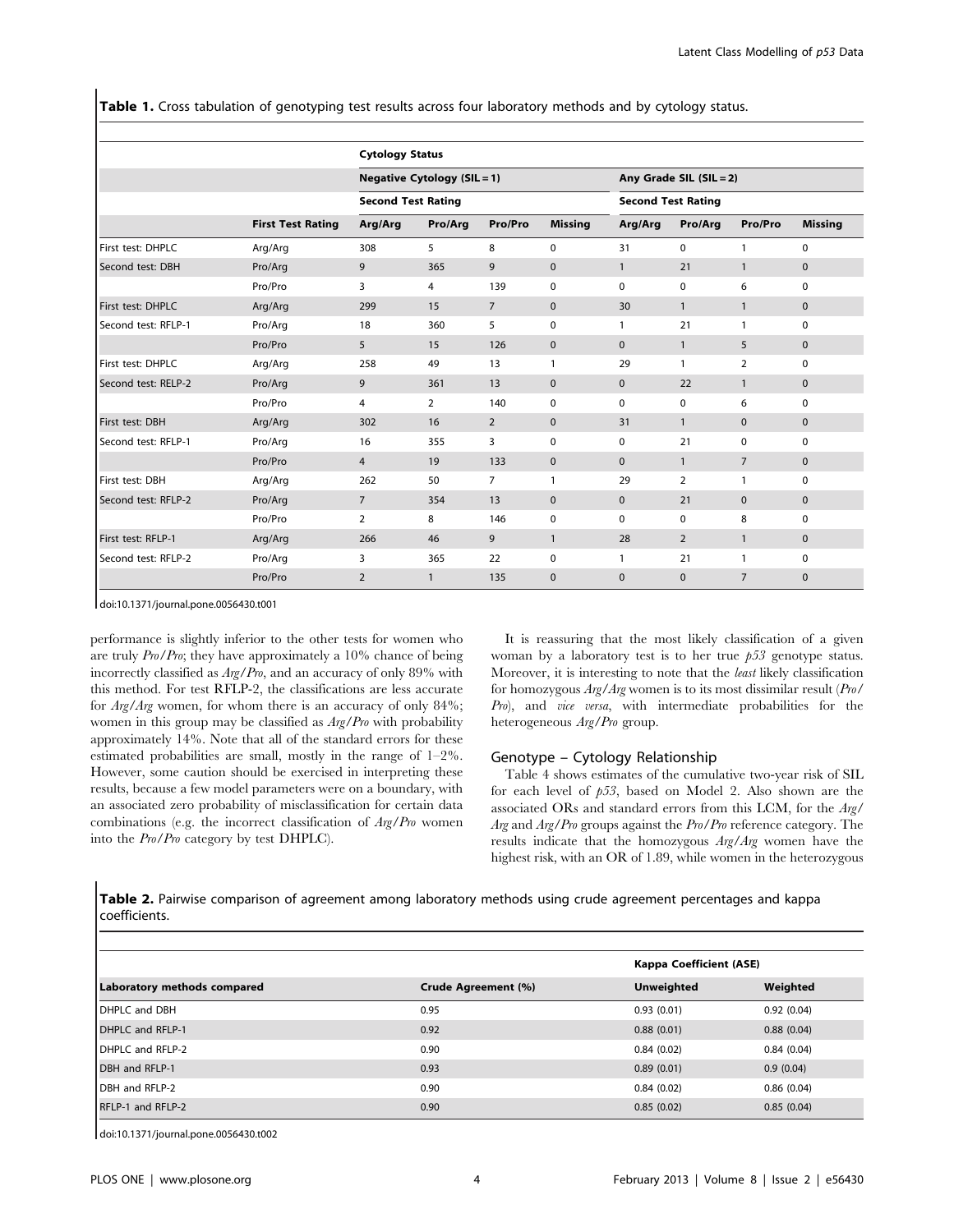**Table 1.** Cross tabulation of genotyping test results across four laboratory methods and by cytology status.

| | | Cytology Status | | | | | | | |
|---|---|---|---|---|---|---|---|---|---|
| | | Negative Cytology (SIL = 1) | | | | Any Grade SIL (SIL = 2) | | | |
| | | Second Test Rating | | | | Second Test Rating | | | |
| | First Test Rating | Arg/Arg | Pro/Arg | Pro/Pro | Missing | Arg/Arg | Pro/Arg | Pro/Pro | Missing |
| First test: DHPLC | Arg/Arg | 308 | 5 | 8 | 0 | 31 | 0 | 1 | 0 |
| Second test: DBH | Pro/Arg | 9 | 365 | 9 | 0 | 1 | 21 | 1 | 0 |
| | Pro/Pro | 3 | 4 | 139 | 0 | 0 | 0 | 6 | 0 |
| First test: DHPLC | Arg/Arg | 299 | 15 | 7 | 0 | 30 | 1 | 1 | 0 |
| Second test: RFLP-1 | Pro/Arg | 18 | 360 | 5 | 0 | 1 | 21 | 1 | 0 |
| | Pro/Pro | 5 | 15 | 126 | 0 | 0 | 1 | 5 | 0 |
| First test: DHPLC | Arg/Arg | 258 | 49 | 13 | 1 | 29 | 1 | 2 | 0 |
| Second test: RELP-2 | Pro/Arg | 9 | 361 | 13 | 0 | 0 | 22 | 1 | 0 |
| | Pro/Pro | 4 | 2 | 140 | 0 | 0 | 0 | 6 | 0 |
| First test: DBH | Arg/Arg | 302 | 16 | 2 | 0 | 31 | 1 | 0 | 0 |
| Second test: RFLP-1 | Pro/Arg | 16 | 355 | 3 | 0 | 0 | 21 | 0 | 0 |
| | Pro/Pro | 4 | 19 | 133 | 0 | 0 | 1 | 7 | 0 |
| First test: DBH | Arg/Arg | 262 | 50 | 7 | 1 | 29 | 2 | 1 | 0 |
| Second test: RFLP-2 | Pro/Arg | 7 | 354 | 13 | 0 | 0 | 21 | 0 | 0 |
| | Pro/Pro | 2 | 8 | 146 | 0 | 0 | 0 | 8 | 0 |
| First test: RFLP-1 | Arg/Arg | 266 | 46 | 9 | 1 | 28 | 2 | 1 | 0 |
| Second test: RFLP-2 | Pro/Arg | 3 | 365 | 22 | 0 | 1 | 21 | 1 | 0 |
| | Pro/Pro | 2 | 1 | 135 | 0 | 0 | 0 | 7 | 0 |

doi:10.1371/journal.pone.0056430.t001

performance is slightly inferior to the other tests for women who are truly *Pro/Pro*; they have approximately a 10% chance of being incorrectly classified as *Arg/Pro*, and an accuracy of only 89% with this method. For test RFLP-2, the classifications are less accurate for *Arg/Arg* women, for whom there is an accuracy of only 84%; women in this group may be classified as *Arg/Pro* with probability approximately 14%. Note that all of the standard errors for these estimated probabilities are small, mostly in the range of 1–2%. However, some caution should be exercised in interpreting these results, because a few model parameters were on a boundary, with an associated zero probability of misclassification for certain data combinations (e.g. the incorrect classification of *Arg/Pro* women into the *Pro/Pro* category by test DHPLC).

It is reassuring that the most likely classification of a given woman by a laboratory test is to her true *p53* genotype status. Moreover, it is interesting to note that the *least* likely classification for homozygous *Arg/Arg* women is to its most dissimilar result (*Pro/Pro*), and *vice versa*, with intermediate probabilities for the heterogeneous *Arg/Pro* group.

### Genotype – Cytology Relationship

Table 4 shows estimates of the cumulative two-year risk of SIL for each level of *p53*, based on Model 2. Also shown are the associated ORs and standard errors from this LCM, for the *Arg/Arg* and *Arg/Pro* groups against the *Pro/Pro* reference category. The results indicate that the homozygous *Arg/Arg* women have the highest risk, with an OR of 1.89, while women in the heterozygous

**Table 2.** Pairwise comparison of agreement among laboratory methods using crude agreement percentages and kappa coefficients.

| | | Kappa Coefficient (ASE) | |
|---|---|---|---|
| Laboratory methods compared | Crude Agreement (%) | Unweighted | Weighted |
| DHPLC and DBH | 0.95 | 0.93 (0.01) | 0.92 (0.04) |
| DHPLC and RFLP-1 | 0.92 | 0.88 (0.01) | 0.88 (0.04) |
| DHPLC and RFLP-2 | 0.90 | 0.84 (0.02) | 0.84 (0.04) |
| DBH and RFLP-1 | 0.93 | 0.89 (0.01) | 0.9 (0.04) |
| DBH and RFLP-2 | 0.90 | 0.84 (0.02) | 0.86 (0.04) |
| RFLP-1 and RFLP-2 | 0.90 | 0.85 (0.02) | 0.85 (0.04) |

doi:10.1371/journal.pone.0056430.t002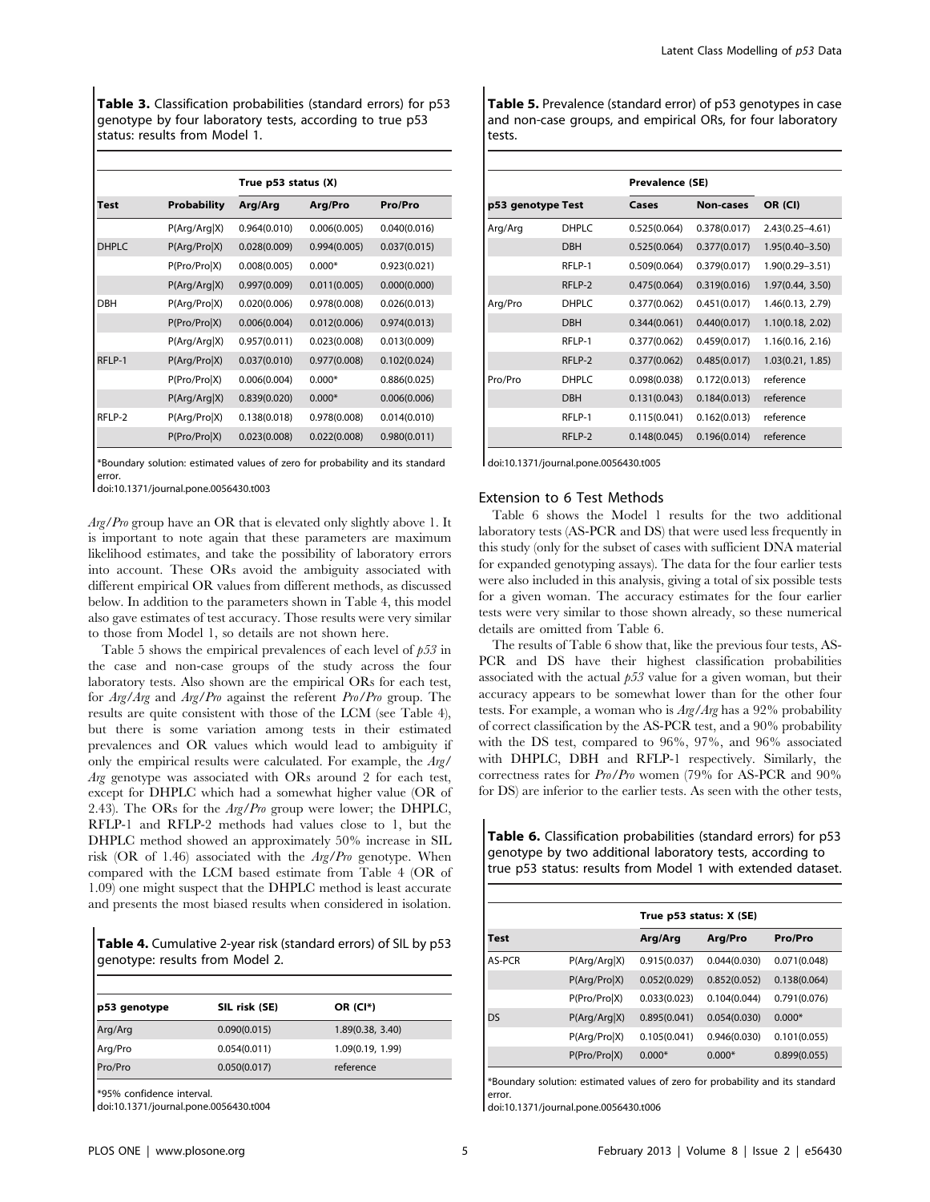**Table 3.** Classification probabilities (standard errors) for p53 genotype by four laboratory tests, according to true p53 status: results from Model 1.

| Test | Probability | True p53 status (X) | | |
|---|---|---|---|---|
| | | Arg/Arg | Arg/Pro | Pro/Pro |
| DHPLC | P(Arg/Arg\|X) | 0.964(0.010) | 0.006(0.005) | 0.040(0.016) |
| | P(Arg/Pro\|X) | 0.028(0.009) | 0.994(0.005) | 0.037(0.015) |
| | P(Pro/Pro\|X) | 0.008(0.005) | 0.000* | 0.923(0.021) |
| DBH | P(Arg/Arg\|X) | 0.997(0.009) | 0.011(0.005) | 0.000(0.000) |
| | P(Arg/Pro\|X) | 0.020(0.006) | 0.978(0.008) | 0.026(0.013) |
| | P(Pro/Pro\|X) | 0.006(0.004) | 0.012(0.006) | 0.974(0.013) |
| RFLP-1 | P(Arg/Arg\|X) | 0.957(0.011) | 0.023(0.008) | 0.013(0.009) |
| | P(Arg/Pro\|X) | 0.037(0.010) | 0.977(0.008) | 0.102(0.024) |
| | P(Pro/Pro\|X) | 0.006(0.004) | 0.000* | 0.886(0.025) |
| RFLP-2 | P(Arg/Arg\|X) | 0.839(0.020) | 0.000* | 0.006(0.006) |
| | P(Arg/Pro\|X) | 0.138(0.018) | 0.978(0.008) | 0.014(0.010) |
| | P(Pro/Pro\|X) | 0.023(0.008) | 0.022(0.008) | 0.980(0.011) |

*Boundary solution: estimated values of zero for probability and its standard error.

doi:10.1371/journal.pone.0056430.t003

*Arg/Pro* group have an OR that is elevated only slightly above 1. It is important to note again that these parameters are maximum likelihood estimates, and take the possibility of laboratory errors into account. These ORs avoid the ambiguity associated with different empirical OR values from different methods, as discussed below. In addition to the parameters shown in Table 4, this model also gave estimates of test accuracy. Those results were very similar to those from Model 1, so details are not shown here.

Table 5 shows the empirical prevalences of each level of *p53* in the case and non-case groups of the study across the four laboratory tests. Also shown are the empirical ORs for each test, for *Arg/Arg* and *Arg/Pro* against the referent *Pro/Pro* group. The results are quite consistent with those of the LCM (see Table 4), but there is some variation among tests in their estimated prevalences and OR values which would lead to ambiguity if only the empirical results were calculated. For example, the *Arg/Arg* genotype was associated with ORs around 2 for each test, except for DHPLC which had a somewhat higher value (OR of 2.43). The ORs for the *Arg/Pro* group were lower; the DHPLC, RFLP-1 and RFLP-2 methods had values close to 1, but the DHPLC method showed an approximately 50% increase in SIL risk (OR of 1.46) associated with the *Arg/Pro* genotype. When compared with the LCM based estimate from Table 4 (OR of 1.09) one might suspect that the DHPLC method is least accurate and presents the most biased results when considered in isolation.

**Table 4.** Cumulative 2-year risk (standard errors) of SIL by p53 genotype: results from Model 2.

| p53 genotype | SIL risk (SE) | OR (CI*) |
|---|---|---|
| Arg/Arg | 0.090(0.015) | 1.89(0.38, 3.40) |
| Arg/Pro | 0.054(0.011) | 1.09(0.19, 1.99) |
| Pro/Pro | 0.050(0.017) | reference |

*95% confidence interval.

doi:10.1371/journal.pone.0056430.t004

**Table 5.** Prevalence (standard error) of p53 genotypes in case and non-case groups, and empirical ORs, for four laboratory tests.

| p53 genotype | Test | Prevalence (SE) | | OR (CI) |
|---|---|---|---|---|
| | | Cases | Non-cases | |
| Arg/Arg | DHPLC | 0.525(0.064) | 0.378(0.017) | 2.43(0.25–4.61) |
| | DBH | 0.525(0.064) | 0.377(0.017) | 1.95(0.40–3.50) |
| | RFLP-1 | 0.509(0.064) | 0.379(0.017) | 1.90(0.29–3.51) |
| | RFLP-2 | 0.475(0.064) | 0.319(0.016) | 1.97(0.44, 3.50) |
| Arg/Pro | DHPLC | 0.377(0.062) | 0.451(0.017) | 1.46(0.13, 2.79) |
| | DBH | 0.344(0.061) | 0.440(0.017) | 1.10(0.18, 2.02) |
| | RFLP-1 | 0.377(0.062) | 0.459(0.017) | 1.16(0.16, 2.16) |
| | RFLP-2 | 0.377(0.062) | 0.485(0.017) | 1.03(0.21, 1.85) |
| Pro/Pro | DHPLC | 0.098(0.038) | 0.172(0.013) | reference |
| | DBH | 0.131(0.043) | 0.184(0.013) | reference |
| | RFLP-1 | 0.115(0.041) | 0.162(0.013) | reference |
| | RFLP-2 | 0.148(0.045) | 0.196(0.014) | reference |

doi:10.1371/journal.pone.0056430.t005

## Extension to 6 Test Methods

Table 6 shows the Model 1 results for the two additional laboratory tests (AS-PCR and DS) that were used less frequently in this study (only for the subset of cases with sufficient DNA material for expanded genotyping assays). The data for the four earlier tests were also included in this analysis, giving a total of six possible tests for a given woman. The accuracy estimates for the four earlier tests were very similar to those shown already, so these numerical details are omitted from Table 6.

The results of Table 6 show that, like the previous four tests, AS-PCR and DS have their highest classification probabilities associated with the actual *p53* value for a given woman, but their accuracy appears to be somewhat lower than for the other four tests. For example, a woman who is *Arg/Arg* has a 92% probability of correct classification by the AS-PCR test, and a 90% probability with the DS test, compared to 96%, 97%, and 96% associated with DHPLC, DBH and RFLP-1 respectively. Similarly, the correctness rates for *Pro/Pro* women (79% for AS-PCR and 90% for DS) are inferior to the earlier tests. As seen with the other tests,

**Table 6.** Classification probabilities (standard errors) for p53 genotype by two additional laboratory tests, according to true p53 status: results from Model 1 with extended dataset.

| Test | | True p53 status: X (SE) | | |
|---|---|---|---|---|
| | | Arg/Arg | Arg/Pro | Pro/Pro |
| AS-PCR | P(Arg/Arg\|X) | 0.915(0.037) | 0.044(0.030) | 0.071(0.048) |
| | P(Arg/Pro\|X) | 0.052(0.029) | 0.852(0.052) | 0.138(0.064) |
| | P(Pro/Pro\|X) | 0.033(0.023) | 0.104(0.044) | 0.791(0.076) |
| DS | P(Arg/Arg\|X) | 0.895(0.041) | 0.054(0.030) | 0.000* |
| | P(Arg/Pro\|X) | 0.105(0.041) | 0.946(0.030) | 0.101(0.055) |
| | P(Pro/Pro\|X) | 0.000* | 0.000* | 0.899(0.055) |

*Boundary solution: estimated values of zero for probability and its standard error.

doi:10.1371/journal.pone.0056430.t006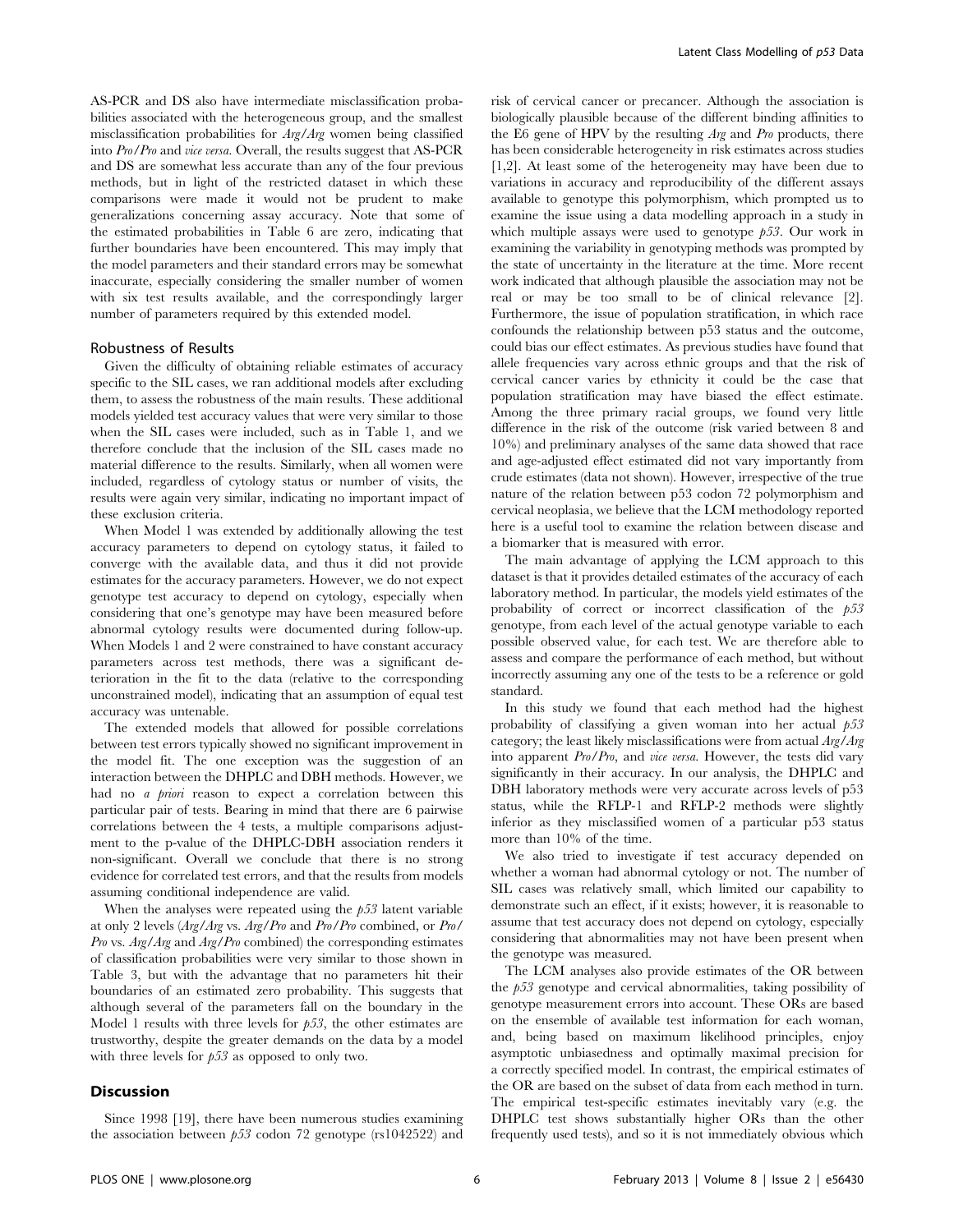AS-PCR and DS also have intermediate misclassification probabilities associated with the heterogeneous group, and the smallest misclassification probabilities for *Arg/Arg* women being classified into *Pro/Pro* and *vice versa*. Overall, the results suggest that AS-PCR and DS are somewhat less accurate than any of the four previous methods, but in light of the restricted dataset in which these comparisons were made it would not be prudent to make generalizations concerning assay accuracy. Note that some of the estimated probabilities in Table 6 are zero, indicating that further boundaries have been encountered. This may imply that the model parameters and their standard errors may be somewhat inaccurate, especially considering the smaller number of women with six test results available, and the correspondingly larger number of parameters required by this extended model.

### Robustness of Results

Given the difficulty of obtaining reliable estimates of accuracy specific to the SIL cases, we ran additional models after excluding them, to assess the robustness of the main results. These additional models yielded test accuracy values that were very similar to those when the SIL cases were included, such as in Table 1, and we therefore conclude that the inclusion of the SIL cases made no material difference to the results. Similarly, when all women were included, regardless of cytology status or number of visits, the results were again very similar, indicating no important impact of these exclusion criteria.

When Model 1 was extended by additionally allowing the test accuracy parameters to depend on cytology status, it failed to converge with the available data, and thus it did not provide estimates for the accuracy parameters. However, we do not expect genotype test accuracy to depend on cytology, especially when considering that one's genotype may have been measured before abnormal cytology results were documented during follow-up. When Models 1 and 2 were constrained to have constant accuracy parameters across test methods, there was a significant deterioration in the fit to the data (relative to the corresponding unconstrained model), indicating that an assumption of equal test accuracy was untenable.

The extended models that allowed for possible correlations between test errors typically showed no significant improvement in the model fit. The one exception was the suggestion of an interaction between the DHPLC and DBH methods. However, we had no *a priori* reason to expect a correlation between this particular pair of tests. Bearing in mind that there are 6 pairwise correlations between the 4 tests, a multiple comparisons adjustment to the p-value of the DHPLC-DBH association renders it non-significant. Overall we conclude that there is no strong evidence for correlated test errors, and that the results from models assuming conditional independence are valid.

When the analyses were repeated using the *p53* latent variable at only 2 levels (*Arg/Arg* vs. *Arg/Pro* and *Pro/Pro* combined, or *Pro/Pro* vs. *Arg/Arg* and *Arg/Pro* combined) the corresponding estimates of classification probabilities were very similar to those shown in Table 3, but with the advantage that no parameters hit their boundaries of an estimated zero probability. This suggests that although several of the parameters fall on the boundary in the Model 1 results with three levels for *p53*, the other estimates are trustworthy, despite the greater demands on the data by a model with three levels for *p53* as opposed to only two.

## Discussion

Since 1998 [19], there have been numerous studies examining the association between *p53* codon 72 genotype (rs1042522) and risk of cervical cancer or precancer. Although the association is biologically plausible because of the different binding affinities to the E6 gene of HPV by the resulting *Arg* and *Pro* products, there has been considerable heterogeneity in risk estimates across studies [1,2]. At least some of the heterogeneity may have been due to variations in accuracy and reproducibility of the different assays available to genotype this polymorphism, which prompted us to examine the issue using a data modelling approach in a study in which multiple assays were used to genotype *p53*. Our work in examining the variability in genotyping methods was prompted by the state of uncertainty in the literature at the time. More recent work indicated that although plausible the association may not be real or may be too small to be of clinical relevance [2]. Furthermore, the issue of population stratification, in which race confounds the relationship between p53 status and the outcome, could bias our effect estimates. As previous studies have found that allele frequencies vary across ethnic groups and that the risk of cervical cancer varies by ethnicity it could be the case that population stratification may have biased the effect estimate. Among the three primary racial groups, we found very little difference in the risk of the outcome (risk varied between 8 and 10%) and preliminary analyses of the same data showed that race and age-adjusted effect estimated did not vary importantly from crude estimates (data not shown). However, irrespective of the true nature of the relation between p53 codon 72 polymorphism and cervical neoplasia, we believe that the LCM methodology reported here is a useful tool to examine the relation between disease and a biomarker that is measured with error.

The main advantage of applying the LCM approach to this dataset is that it provides detailed estimates of the accuracy of each laboratory method. In particular, the models yield estimates of the probability of correct or incorrect classification of the *p53* genotype, from each level of the actual genotype variable to each possible observed value, for each test. We are therefore able to assess and compare the performance of each method, but without incorrectly assuming any one of the tests to be a reference or gold standard.

In this study we found that each method had the highest probability of classifying a given woman into her actual *p53* category; the least likely misclassifications were from actual *Arg/Arg* into apparent *Pro/Pro*, and *vice versa*. However, the tests did vary significantly in their accuracy. In our analysis, the DHPLC and DBH laboratory methods were very accurate across levels of p53 status, while the RFLP-1 and RFLP-2 methods were slightly inferior as they misclassified women of a particular p53 status more than 10% of the time.

We also tried to investigate if test accuracy depended on whether a woman had abnormal cytology or not. The number of SIL cases was relatively small, which limited our capability to demonstrate such an effect, if it exists; however, it is reasonable to assume that test accuracy does not depend on cytology, especially considering that abnormalities may not have been present when the genotype was measured.

The LCM analyses also provide estimates of the OR between the *p53* genotype and cervical abnormalities, taking possibility of genotype measurement errors into account. These ORs are based on the ensemble of available test information for each woman, and, being based on maximum likelihood principles, enjoy asymptotic unbiasedness and optimally maximal precision for a correctly specified model. In contrast, the empirical estimates of the OR are based on the subset of data from each method in turn. The empirical test-specific estimates inevitably vary (e.g. the DHPLC test shows substantially higher ORs than the other frequently used tests), and so it is not immediately obvious which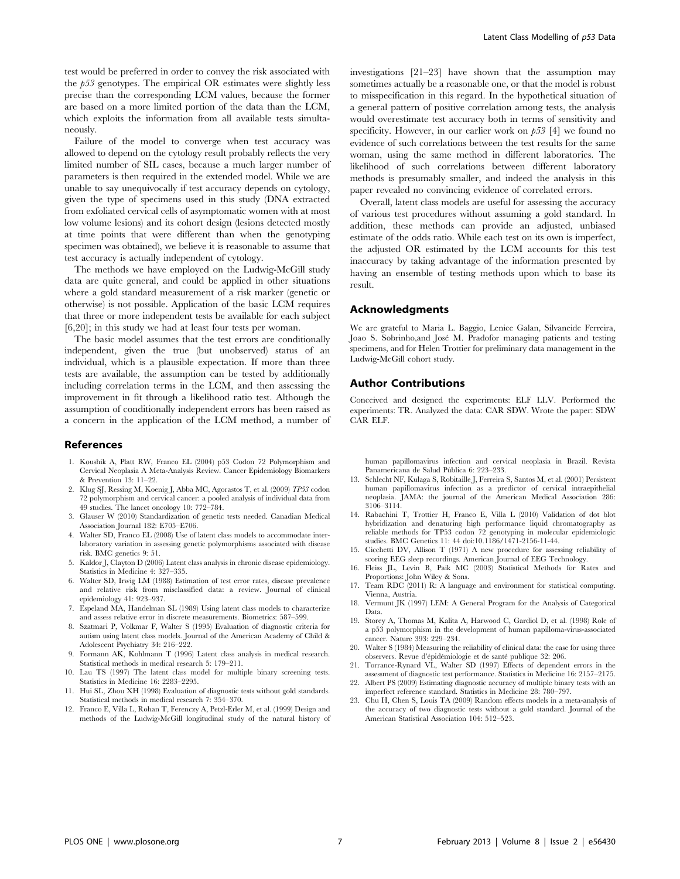test would be preferred in order to convey the risk associated with the *p53* genotypes. The empirical OR estimates were slightly less precise than the corresponding LCM values, because the former are based on a more limited portion of the data than the LCM, which exploits the information from all available tests simultaneously.

Failure of the model to converge when test accuracy was allowed to depend on the cytology result probably reflects the very limited number of SIL cases, because a much larger number of parameters is then required in the extended model. While we are unable to say unequivocally if test accuracy depends on cytology, given the type of specimens used in this study (DNA extracted from exfoliated cervical cells of asymptomatic women with at most low volume lesions) and its cohort design (lesions detected mostly at time points that were different than when the genotyping specimen was obtained), we believe it is reasonable to assume that test accuracy is actually independent of cytology.

The methods we have employed on the Ludwig-McGill study data are quite general, and could be applied in other situations where a gold standard measurement of a risk marker (genetic or otherwise) is not possible. Application of the basic LCM requires that three or more independent tests be available for each subject [6,20]; in this study we had at least four tests per woman.

The basic model assumes that the test errors are conditionally independent, given the true (but unobserved) status of an individual, which is a plausible expectation. If more than three tests are available, the assumption can be tested by additionally including correlation terms in the LCM, and then assessing the improvement in fit through a likelihood ratio test. Although the assumption of conditionally independent errors has been raised as a concern in the application of the LCM method, a number of investigations [21–23] have shown that the assumption may sometimes actually be a reasonable one, or that the model is robust to misspecification in this regard. In the hypothetical situation of a general pattern of positive correlation among tests, the analysis would overestimate test accuracy both in terms of sensitivity and specificity. However, in our earlier work on *p53* [4] we found no evidence of such correlations between the test results for the same woman, using the same method in different laboratories. The likelihood of such correlations between different laboratory methods is presumably smaller, and indeed the analysis in this paper revealed no convincing evidence of correlated errors.

Overall, latent class models are useful for assessing the accuracy of various test procedures without assuming a gold standard. In addition, these methods can provide an adjusted, unbiased estimate of the odds ratio. While each test on its own is imperfect, the adjusted OR estimated by the LCM accounts for this test inaccuracy by taking advantage of the information presented by having an ensemble of testing methods upon which to base its result.

## Acknowledgments

We are grateful to Maria L. Baggio, Lenice Galan, Silvaneide Ferreira, Joao S. Sobrinho,and José M. Pradofor managing patients and testing specimens, and for Helen Trottier for preliminary data management in the Ludwig-McGill cohort study.

## Author Contributions

Conceived and designed the experiments: ELF LLV. Performed the experiments: TR. Analyzed the data: CAR SDW. Wrote the paper: SDW CAR ELF.

## References

1. Koushik A, Platt RW, Franco EL (2004) p53 Codon 72 Polymorphism and Cervical Neoplasia A Meta-Analysis Review. Cancer Epidemiology Biomarkers & Prevention 13: 11–22.
2. Klug SJ, Ressing M, Koenig J, Abba MC, Agorastos T, et al. (2009) *TP53* codon 72 polymorphism and cervical cancer: a pooled analysis of individual data from 49 studies. The lancet oncology 10: 772–784.
3. Glauser W (2010) Standardization of genetic tests needed. Canadian Medical Association Journal 182: E705–E706.
4. Walter SD, Franco EL (2008) Use of latent class models to accommodate inter-laboratory variation in assessing genetic polymorphisms associated with disease risk. BMC genetics 9: 51.
5. Kaldor J, Clayton D (2006) Latent class analysis in chronic disease epidemiology. Statistics in Medicine 4: 327–335.
6. Walter SD, Irwig LM (1988) Estimation of test error rates, disease prevalence and relative risk from misclassified data: a review. Journal of clinical epidemiology 41: 923–937.
7. Espeland MA, Handelman SL (1989) Using latent class models to characterize and assess relative error in discrete measurements. Biometrics: 587–599.
8. Szatmari P, Volkmar F, Walter S (1995) Evaluation of diagnostic criteria for autism using latent class models. Journal of the American Academy of Child & Adolescent Psychiatry 34: 216–222.
9. Formann AK, Kohlmann T (1996) Latent class analysis in medical research. Statistical methods in medical research 5: 179–211.
10. Lau TS (1997) The latent class model for multiple binary screening tests. Statistics in Medicine 16: 2283–2295.
11. Hui SL, Zhou XH (1998) Evaluation of diagnostic tests without gold standards. Statistical methods in medical research 7: 354–370.
12. Franco E, Villa L, Rohan T, Ferenczy A, Petzl-Erler M, et al. (1999) Design and methods of the Ludwig-McGill longitudinal study of the natural history of human papillomavirus infection and cervical neoplasia in Brazil. Revista Panamericana de Salud Pública 6: 223–233.
13. Schlecht NF, Kulaga S, Robitaille J, Ferreira S, Santos M, et al. (2001) Persistent human papillomavirus infection as a predictor of cervical intraepithelial neoplasia. JAMA: the journal of the American Medical Association 286: 3106–3114.
14. Rabachini T, Trottier H, Franco E, Villa L (2010) Validation of dot blot hybridization and denaturing high performance liquid chromatography as reliable methods for TP53 codon 72 genotyping in molecular epidemiologic studies. BMC Genetics 11: 44 doi:10.1186/1471-2156-11-44.
15. Cicchetti DV, Allison T (1971) A new procedure for assessing reliability of scoring EEG sleep recordings. American Journal of EEG Technology.
16. Fleiss JL, Levin B, Paik MC (2003) Statistical Methods for Rates and Proportions: John Wiley & Sons.
17. Team RDC (2011) R: A language and environment for statistical computing. Vienna, Austria.
18. Vermunt JK (1997) LEM: A General Program for the Analysis of Categorical Data.
19. Storey A, Thomas M, Kalita A, Harwood C, Gardiol D, et al. (1998) Role of a p53 polymorphism in the development of human papilloma-virus-associated cancer. Nature 393: 229–234.
20. Walter S (1984) Measuring the reliability of clinical data: the case for using three observers. Revue d'épidémiologie et de santé publique 32: 206.
21. Torrance-Rynard VL, Walter SD (1997) Effects of dependent errors in the assessment of diagnostic test performance. Statistics in Medicine 16: 2157–2175.
22. Albert PS (2009) Estimating diagnostic accuracy of multiple binary tests with an imperfect reference standard. Statistics in Medicine 28: 780–797.
23. Chu H, Chen S, Louis TA (2009) Random effects models in a meta-analysis of the accuracy of two diagnostic tests without a gold standard. Journal of the American Statistical Association 104: 512–523.